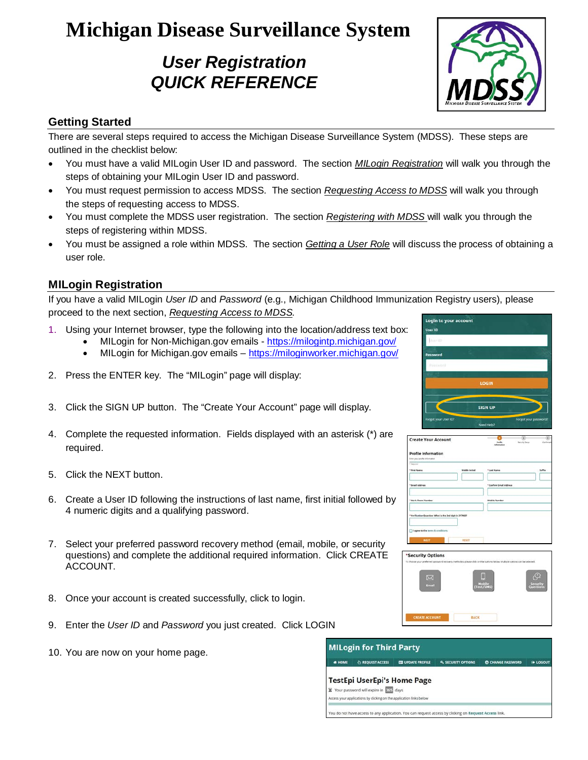# Michigan Disease Surveillance System

## *User Registration QUICK REFERENCE*

### Getting Started

There are several steps required to access the Michigan Disease Surveillance System (MDSS). These steps are outlined in the checklist below:

- You must have a valid MILogin User ID and password. The section *MILogin Registration* will walk you through the steps of obtaining your MILogin User ID and password.
- You must request permission to access MDSS. The section *Requesting Access to MDSS* will walk you through the steps of requesting access to MDSS.
- You must complete the MDSS user registration. The section *Registering with MDSS* will walk you through the steps of registering within MDSS.
- You must be assigned a role within MDSS. The section *Getting a User Role* will discuss the process of obtaining a user role.

### MILogin Registration

If you have a valid MILogin *User ID* and *Password* (e.g., Michigan Childhood Immunization Registry users), please proceed to the next section, *Requesting Access to MDSS*.

1. Using your Internet browser, type the following into the location/address text box:
   - MILogin for Non-Michigan.gov emails - https://milogintp.michigan.gov/
   - MILogin for Michigan.gov emails – https://miloginworker.michigan.gov/
2. Press the ENTER key. The "MILogin" page will display:
3. Click the SIGN UP button. The "Create Your Account" page will display.
4. Complete the requested information. Fields displayed with an asterisk (*) are required.
5. Click the NEXT button.
6. Create a User ID following the instructions of last name, first initial followed by 4 numeric digits and a qualifying password.
7. Select your preferred password recovery method (email, mobile, or security questions) and complete the additional required information. Click CREATE ACCOUNT.
8. Once your account is created successfully, click to login.
9. Enter the *User ID* and *Password* you just created. Click LOGIN
10. You are now on your home page.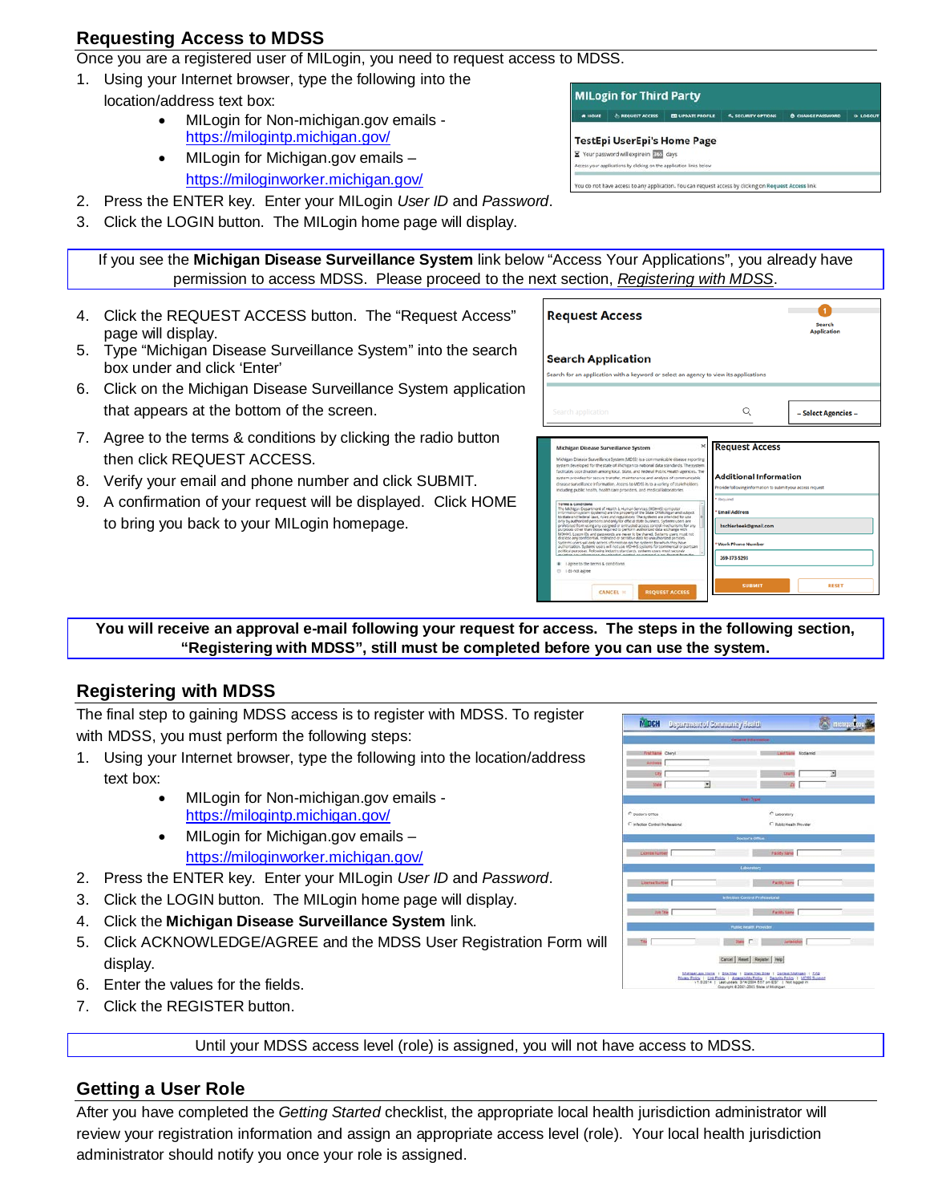## Requesting Access to MDSS

Once you are a registered user of MILogin, you need to request access to MDSS.

1. Using your Internet browser, type the following into the location/address text box:
   - MILogin for Non-michigan.gov emails - https://milogintp.michigan.gov/
   - MILogin for Michigan.gov emails – https://miloginworker.michigan.gov/
2. Press the ENTER key. Enter your MILogin *User ID* and *Password*.
3. Click the LOGIN button. The MILogin home page will display.

If you see the **Michigan Disease Surveillance System** link below "Access Your Applications", you already have permission to access MDSS. Please proceed to the next section, *Registering with MDSS*.

4. Click the REQUEST ACCESS button. The "Request Access" page will display.
5. Type "Michigan Disease Surveillance System" into the search box under and click 'Enter'
6. Click on the Michigan Disease Surveillance System application that appears at the bottom of the screen.
7. Agree to the terms & conditions by clicking the radio button then click REQUEST ACCESS.
8. Verify your email and phone number and click SUBMIT.
9. A confirmation of your request will be displayed. Click HOME to bring you back to your MILogin homepage.

**You will receive an approval e-mail following your request for access. The steps in the following section, "Registering with MDSS", still must be completed before you can use the system.**

## Registering with MDSS

The final step to gaining MDSS access is to register with MDSS. To register with MDSS, you must perform the following steps:

1. Using your Internet browser, type the following into the location/address text box:
   - MILogin for Non-michigan.gov emails - https://milogintp.michigan.gov/
   - MILogin for Michigan.gov emails – https://miloginworker.michigan.gov/
2. Press the ENTER key. Enter your MILogin *User ID* and *Password*.
3. Click the LOGIN button. The MILogin home page will display.
4. Click the **Michigan Disease Surveillance System** link.
5. Click ACKNOWLEDGE/AGREE and the MDSS User Registration Form will display.
6. Enter the values for the fields.
7. Click the REGISTER button.

Until your MDSS access level (role) is assigned, you will not have access to MDSS.

## Getting a User Role

After you have completed the *Getting Started* checklist, the appropriate local health jurisdiction administrator will review your registration information and assign an appropriate access level (role). Your local health jurisdiction administrator should notify you once your role is assigned.